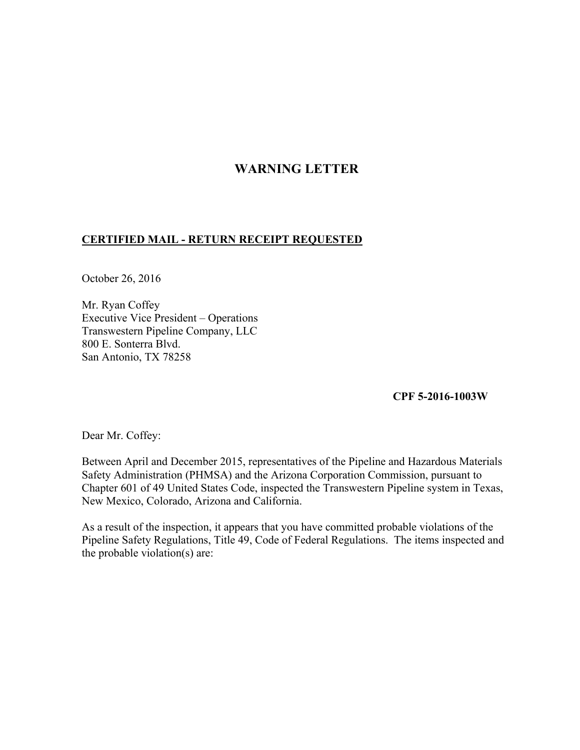# WARNING LETTER

**CERTIFIED MAIL - RETURN RECEIPT REQUESTED**

October 26, 2016

Mr. Ryan Coffey
Executive Vice President – Operations
Transwestern Pipeline Company, LLC
800 E. Sonterra Blvd.
San Antonio, TX 78258

**CPF 5-2016-1003W**

Dear Mr. Coffey:

Between April and December 2015, representatives of the Pipeline and Hazardous Materials Safety Administration (PHMSA) and the Arizona Corporation Commission, pursuant to Chapter 601 of 49 United States Code, inspected the Transwestern Pipeline system in Texas, New Mexico, Colorado, Arizona and California.

As a result of the inspection, it appears that you have committed probable violations of the Pipeline Safety Regulations, Title 49, Code of Federal Regulations. The items inspected and the probable violation(s) are: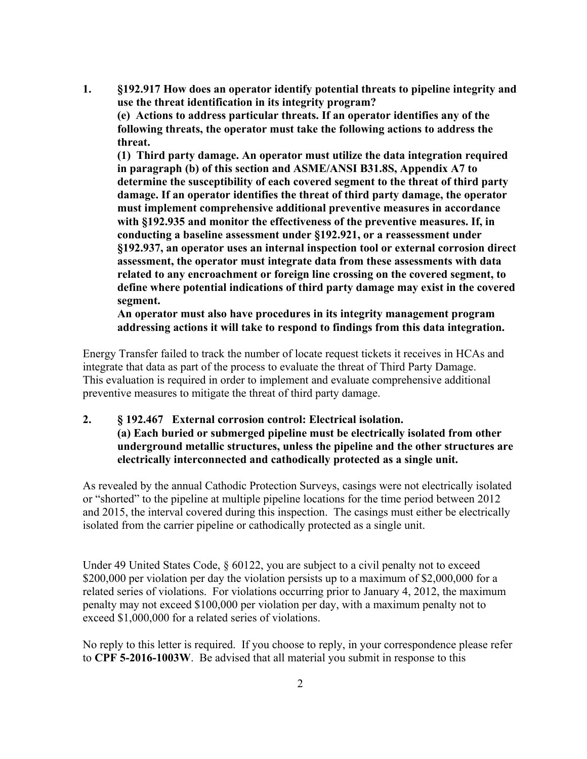1. **§192.917 How does an operator identify potential threats to pipeline integrity and use the threat identification in its integrity program?**
   **(e) Actions to address particular threats. If an operator identifies any of the following threats, the operator must take the following actions to address the threat.**
   **(1) Third party damage. An operator must utilize the data integration required in paragraph (b) of this section and ASME/ANSI B31.8S, Appendix A7 to determine the susceptibility of each covered segment to the threat of third party damage. If an operator identifies the threat of third party damage, the operator must implement comprehensive additional preventive measures in accordance with §192.935 and monitor the effectiveness of the preventive measures. If, in conducting a baseline assessment under §192.921, or a reassessment under §192.937, an operator uses an internal inspection tool or external corrosion direct assessment, the operator must integrate data from these assessments with data related to any encroachment or foreign line crossing on the covered segment, to define where potential indications of third party damage may exist in the covered segment.**
   **An operator must also have procedures in its integrity management program addressing actions it will take to respond to findings from this data integration.**

Energy Transfer failed to track the number of locate request tickets it receives in HCAs and integrate that data as part of the process to evaluate the threat of Third Party Damage. This evaluation is required in order to implement and evaluate comprehensive additional preventive measures to mitigate the threat of third party damage.

2. **§ 192.467 External corrosion control: Electrical isolation.**
   **(a) Each buried or submerged pipeline must be electrically isolated from other underground metallic structures, unless the pipeline and the other structures are electrically interconnected and cathodically protected as a single unit.**

As revealed by the annual Cathodic Protection Surveys, casings were not electrically isolated or "shorted" to the pipeline at multiple pipeline locations for the time period between 2012 and 2015, the interval covered during this inspection. The casings must either be electrically isolated from the carrier pipeline or cathodically protected as a single unit.

Under 49 United States Code, § 60122, you are subject to a civil penalty not to exceed $200,000 per violation per day the violation persists up to a maximum of $2,000,000 for a related series of violations. For violations occurring prior to January 4, 2012, the maximum penalty may not exceed $100,000 per violation per day, with a maximum penalty not to exceed $1,000,000 for a related series of violations.

No reply to this letter is required. If you choose to reply, in your correspondence please refer to **CPF 5-2016-1003W**. Be advised that all material you submit in response to this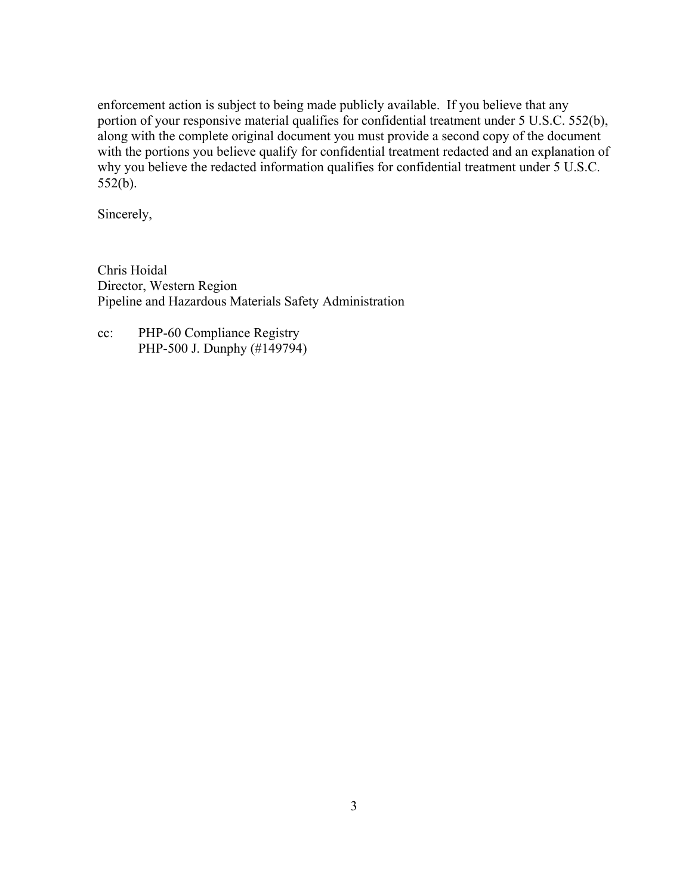enforcement action is subject to being made publicly available. If you believe that any portion of your responsive material qualifies for confidential treatment under 5 U.S.C. 552(b), along with the complete original document you must provide a second copy of the document with the portions you believe qualify for confidential treatment redacted and an explanation of why you believe the redacted information qualifies for confidential treatment under 5 U.S.C. 552(b).

Sincerely,

Chris Hoidal
Director, Western Region
Pipeline and Hazardous Materials Safety Administration

cc: PHP-60 Compliance Registry
PHP-500 J. Dunphy (#149794)